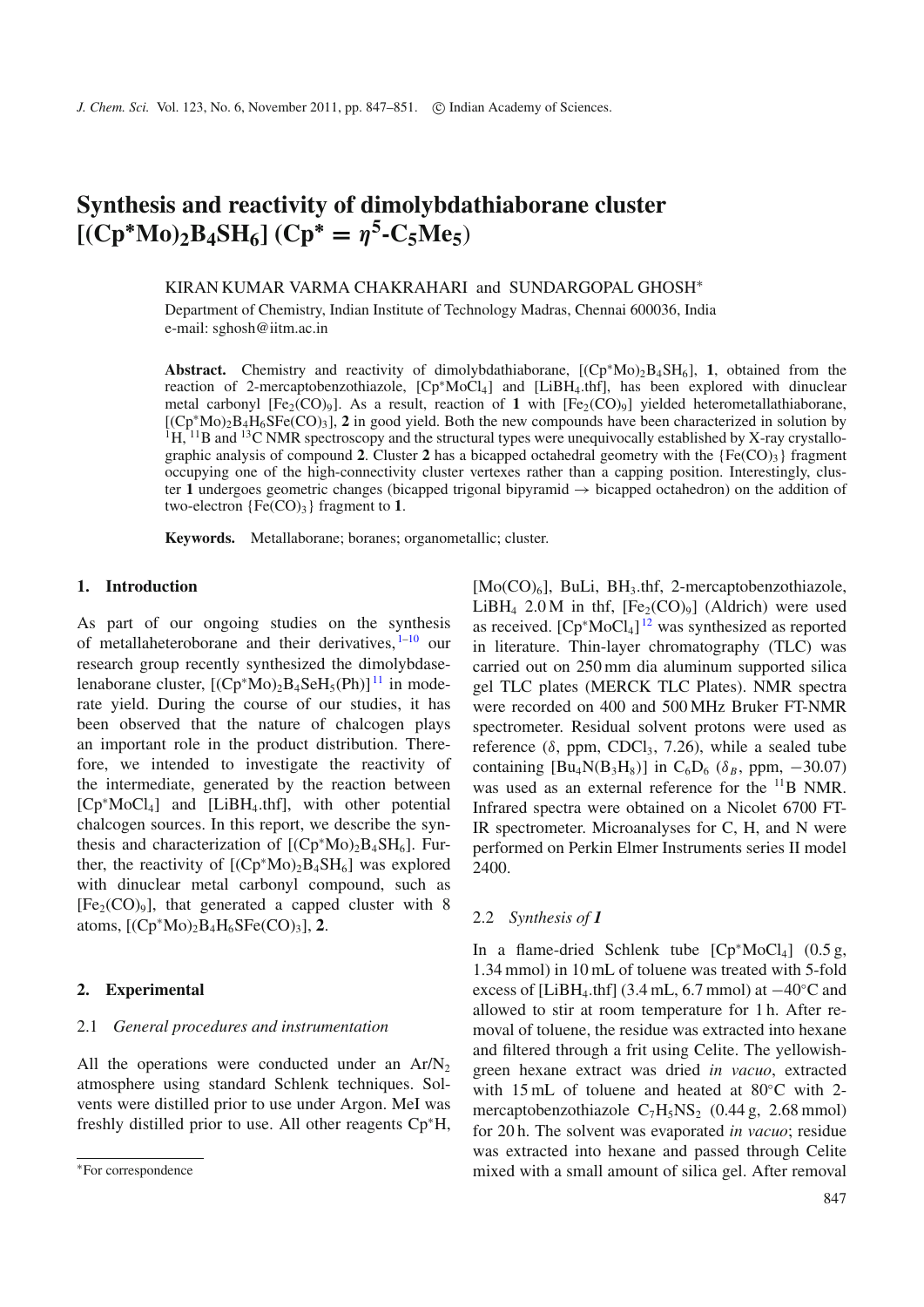# Synthesis and reactivity of dimolybdathiaborane cluster $[(Cp^*Mo)_2B_4SH_6]$ ($Cp^* = \eta^5$-$C_5Me_5$)

KIRAN KUMAR VARMA CHAKRAHARI and SUNDARGOPAL GHOSH*

Department of Chemistry, Indian Institute of Technology Madras, Chennai 600036, India
e-mail: sghosh@iitm.ac.in

**Abstract.** Chemistry and reactivity of dimolybdathiaborane, $[(Cp^*Mo)_2B_4SH_6]$, **1**, obtained from the reaction of 2-mercaptobenzothiazole, $[Cp^*MoCl_4]$ and $[LiBH_4.thf]$, has been explored with dinuclear metal carbonyl $[Fe_2(CO)_9]$. As a result, reaction of **1** with $[Fe_2(CO)_9]$ yielded heterometallathiaborane, $[(Cp^*Mo)_2B_4H_6SFe(CO)_3]$, **2** in good yield. Both the new compounds have been characterized in solution by $^1H$, $^{11}B$ and $^{13}C$ NMR spectroscopy and the structural types were unequivocally established by X-ray crystallographic analysis of compound **2**. Cluster **2** has a bicapped octahedral geometry with the $\{Fe(CO)_3\}$ fragment occupying one of the high-connectivity cluster vertexes rather than a capping position. Interestingly, cluster **1** undergoes geometric changes (bicapped trigonal bipyramid → bicapped octahedron) on the addition of two-electron $\{Fe(CO)_3\}$ fragment to **1**.

**Keywords.** Metallaborane; boranes; organometallic; cluster.

## 1. Introduction

As part of our ongoing studies on the synthesis of metallaheteroborane and their derivatives,[1–10] our research group recently synthesized the dimolybdaselenaborane cluster, $[(Cp^*Mo)_2B_4SeH_5(Ph)]$[11] in moderate yield. During the course of our studies, it has been observed that the nature of chalcogen plays an important role in the product distribution. Therefore, we intended to investigate the reactivity of the intermediate, generated by the reaction between $[Cp^*MoCl_4]$ and $[LiBH_4.thf]$, with other potential chalcogen sources. In this report, we describe the synthesis and characterization of $[(Cp^*Mo)_2B_4SH_6]$. Further, the reactivity of $[(Cp^*Mo)_2B_4SH_6]$ was explored with dinuclear metal carbonyl compound, such as $[Fe_2(CO)_9]$, that generated a capped cluster with 8 atoms, $[(Cp^*Mo)_2B_4H_6SFe(CO)_3]$, **2**.

## 2. Experimental

### 2.1 *General procedures and instrumentation*

All the operations were conducted under an $Ar/N_2$ atmosphere using standard Schlenk techniques. Solvents were distilled prior to use under Argon. MeI was freshly distilled prior to use. All other reagents Cp*H, $[Mo(CO)_6]$, BuLi, $BH_3$.thf, 2-mercaptobenzothiazole, $LiBH_4$ 2.0 M in thf, $[Fe_2(CO)_9]$ (Aldrich) were used as received. $[Cp^*MoCl_4]$[12] was synthesized as reported in literature. Thin-layer chromatography (TLC) was carried out on 250 mm dia aluminum supported silica gel TLC plates (MERCK TLC Plates). NMR spectra were recorded on 400 and 500 MHz Bruker FT-NMR spectrometer. Residual solvent protons were used as reference ($\delta$, ppm, $CDCl_3$, 7.26), while a sealed tube containing $[Bu_4N(B_3H_8)]$ in $C_6D_6$ ($\delta_B$, ppm, −30.07) was used as an external reference for the $^{11}B$ NMR. Infrared spectra were obtained on a Nicolet 6700 FT-IR spectrometer. Microanalyses for C, H, and N were performed on Perkin Elmer Instruments series II model 2400.

### 2.2 *Synthesis of 1*

In a flame-dried Schlenk tube $[Cp^*MoCl_4]$ (0.5 g, 1.34 mmol) in 10 mL of toluene was treated with 5-fold excess of $[LiBH_4.thf]$ (3.4 mL, 6.7 mmol) at −40°C and allowed to stir at room temperature for 1 h. After removal of toluene, the residue was extracted into hexane and filtered through a frit using Celite. The yellowish-green hexane extract was dried *in vacuo*, extracted with 15 mL of toluene and heated at 80°C with 2-mercaptobenzothiazole $C_7H_5NS_2$ (0.44 g, 2.68 mmol) for 20 h. The solvent was evaporated *in vacuo*; residue was extracted into hexane and passed through Celite mixed with a small amount of silica gel. After removal

*For correspondence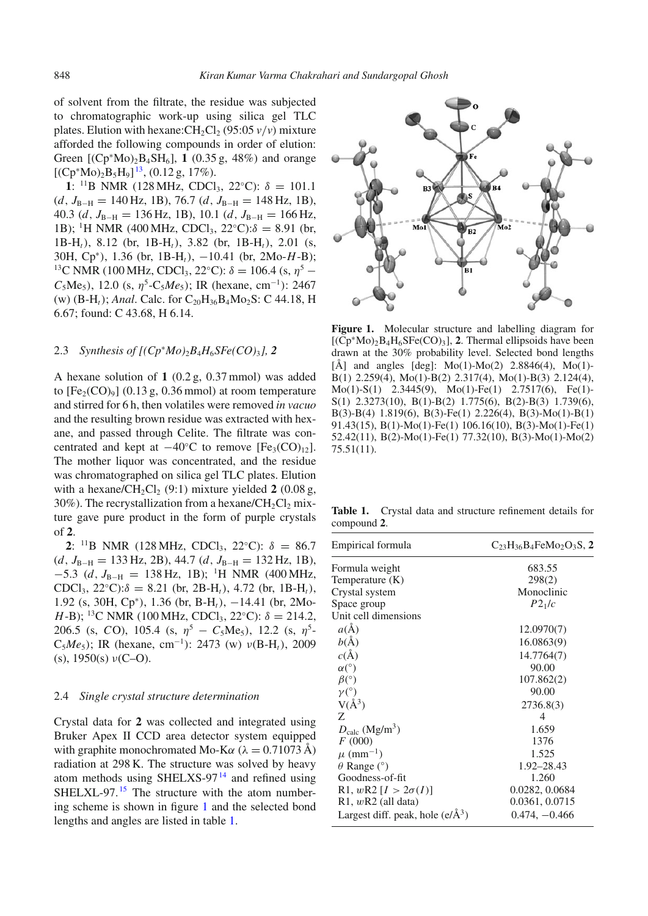of solvent from the filtrate, the residue was subjected to chromatographic work-up using silica gel TLC plates. Elution with hexane:$CH_2Cl_2$ (95:05 $v/v$) mixture afforded the following compounds in order of elution: Green [$(Cp^*Mo)_2B_4SH_6$], **1** (0.35 g, 48%) and orange [$(Cp^*Mo)_2B_5H_9$][13], (0.12 g, 17%).

**1**: $^{11}$B NMR (128 MHz, $CDCl_3$, 22°C): $\delta$ = 101.1 ($d$, $J_{B-H}$ = 140 Hz, 1B), 76.7 ($d$, $J_{B-H}$ = 148 Hz, 1B), 40.3 ($d$, $J_{B-H}$ = 136 Hz, 1B), 10.1 ($d$, $J_{B-H}$ = 166 Hz, 1B); $^1$H NMR (400 MHz, $CDCl_3$, 22°C): $\delta$ = 8.91 (br, 1B-$H_t$), 8.12 (br, 1B-$H_t$), 3.82 (br, 1B-$H_t$), 2.01 (s, 30H, Cp*), 1.36 (br, 1B-$H_t$), −10.41 (br, 2Mo-$H$-B); $^{13}$C NMR (100 MHz, $CDCl_3$, 22°C): $\delta$ = 106.4 (s, $\eta^5-C_5$Me$_5$), 12.0 (s, $\eta^5$-$C_5Me_5$); IR (hexane, cm$^{-1}$): 2467 (w) (B-$H_t$); *Anal.* Calc. for $C_{20}H_{36}B_4Mo_2S$: C 44.18, H 6.67; found: C 43.68, H 6.14.

### 2.3 *Synthesis of [(Cp*Mo)$_2$B$_4$H$_6$SFe(CO)$_3$], 2*

A hexane solution of **1** (0.2 g, 0.37 mmol) was added to [$Fe_2(CO)_9$] (0.13 g, 0.36 mmol) at room temperature and stirred for 6 h, then volatiles were removed *in vacuo* and the resulting brown residue was extracted with hexane, and passed through Celite. The filtrate was concentrated and kept at −40°C to remove [$Fe_3(CO)_{12}$]. The mother liquor was concentrated, and the residue was chromatographed on silica gel TLC plates. Elution with a hexane/$CH_2Cl_2$ (9:1) mixture yielded **2** (0.08 g, 30%). The recrystallization from a hexane/$CH_2Cl_2$ mixture gave pure product in the form of purple crystals of **2**.

**2**: $^{11}$B NMR (128 MHz, $CDCl_3$, 22°C): $\delta$ = 86.7 ($d$, $J_{B-H}$ = 133 Hz, 2B), 44.7 ($d$, $J_{B-H}$ = 132 Hz, 1B), −5.3 ($d$, $J_{B-H}$ = 138 Hz, 1B); $^1$H NMR (400 MHz, $CDCl_3$, 22°C): $\delta$ = 8.21 (br, 2B-$H_t$), 4.72 (br, 1B-$H_t$), 1.92 (s, 30H, Cp*), 1.36 (br, B-$H_t$), −14.41 (br, 2Mo-$H$-B); $^{13}$C NMR (100 MHz, $CDCl_3$, 22°C): $\delta$ = 214.2, 206.5 (s, $C$O), 105.4 (s, $\eta^5-C_5$Me$_5$), 12.2 (s, $\eta^5$-C$_5Me_5$); IR (hexane, cm$^{-1}$): 2473 (w) $\nu$(B-$H_t$), 2009 (s), 1950(s) $\nu$(C–O).

### 2.4 *Single crystal structure determination*

Crystal data for **2** was collected and integrated using Bruker Apex II CCD area detector system equipped with graphite monochromated Mo-K$\alpha$ ($\lambda$ = 0.71073 Å) radiation at 298 K. The structure was solved by heavy atom methods using SHELXS-97[14] and refined using SHELXL-97.[15] The structure with the atom numbering scheme is shown in figure 1 and the selected bond lengths and angles are listed in table 1.

**Figure 1.** Molecular structure and labelling diagram for [$(Cp^*Mo)_2B_4H_6SFe(CO)_3$], **2**. Thermal ellipsoids have been drawn at the 30% probability level. Selected bond lengths [Å] and angles [deg]: Mo(1)-Mo(2) 2.8846(4), Mo(1)-B(1) 2.259(4), Mo(1)-B(2) 2.317(4), Mo(1)-B(3) 2.124(4), Mo(1)-S(1) 2.3445(9), Mo(1)-Fe(1) 2.7517(6), Fe(1)-S(1) 2.3273(10), B(1)-B(2) 1.775(6), B(2)-B(3) 1.739(6), B(3)-B(4) 1.819(6), B(3)-Fe(1) 2.226(4), B(3)-Mo(1)-B(1) 91.43(15), B(1)-Mo(1)-Fe(1) 106.16(10), B(3)-Mo(1)-Fe(1) 52.42(11), B(2)-Mo(1)-Fe(1) 77.32(10), B(3)-Mo(1)-Mo(2) 75.51(11).

**Table 1.** Crystal data and structure refinement details for compound **2**.

| Empirical formula | $C_{23}H_{36}B_4FeMo_2O_3S$, **2** |
|---|---|
| Formula weight | 683.55 |
| Temperature (K) | 298(2) |
| Crystal system | Monoclinic |
| Space group | $P2_1/c$ |
| Unit cell dimensions | |
| $a$(Å) | 12.0970(7) |
| $b$(Å) | 16.0863(9) |
| $c$(Å) | 14.7764(7) |
| $\alpha$(°) | 90.00 |
| $\beta$(°) | 107.862(2) |
| $\gamma$(°) | 90.00 |
| V(Å$^3$) | 2736.8(3) |
| Z | 4 |
| $D_{calc}$ (Mg/m$^3$) | 1.659 |
| $F$ (000) | 1376 |
| $\mu$ (mm$^{-1}$) | 1.525 |
| $\theta$ Range (°) | 1.92–28.43 |
| Goodness-of-fit | 1.260 |
| R1, $w$R2 [$I > 2\sigma(I)$] | 0.0282, 0.0684 |
| R1, $w$R2 (all data) | 0.0361, 0.0715 |
| Largest diff. peak, hole (e/Å$^3$) | 0.474, −0.466 |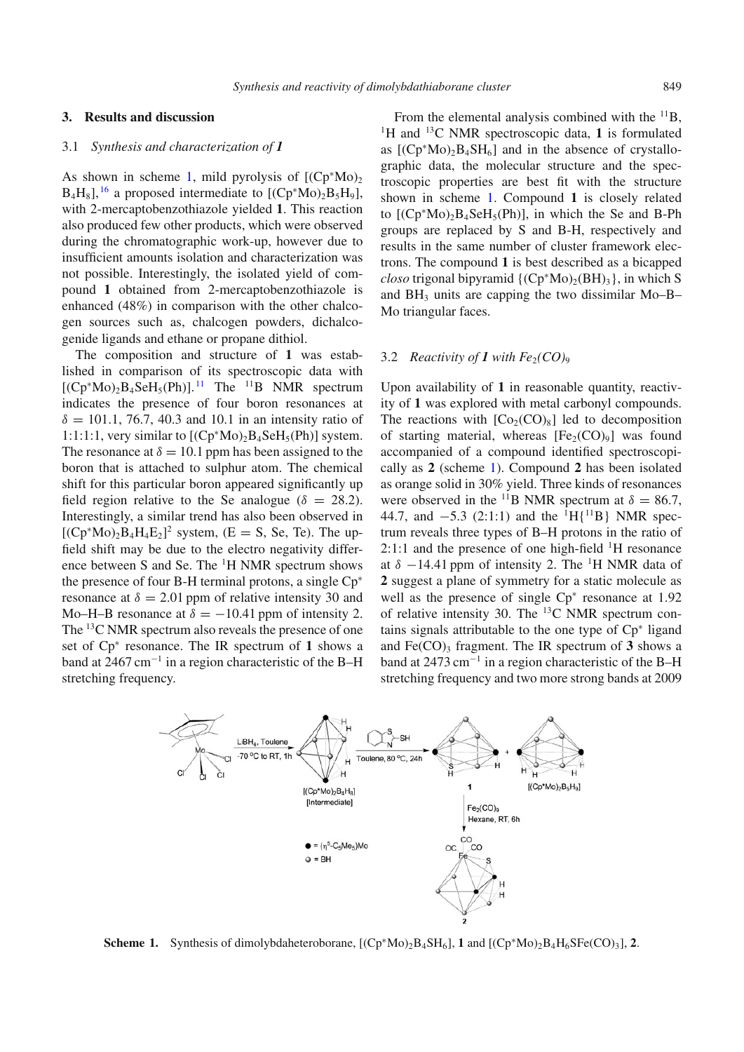## 3. Results and discussion

### 3.1 *Synthesis and characterization of 1*

As shown in scheme 1, mild pyrolysis of $[(Cp^*Mo)_2B_4H_8]$,[16] a proposed intermediate to $[(Cp^*Mo)_2B_5H_9]$, with 2-mercaptobenzothiazole yielded **1**. This reaction also produced few other products, which were observed during the chromatographic work-up, however due to insufficient amounts isolation and characterization was not possible. Interestingly, the isolated yield of compound **1** obtained from 2-mercaptobenzothiazole is enhanced (48%) in comparison with the other chalcogen sources such as, chalcogen powders, dichalcogenide ligands and ethane or propane dithiol.

The composition and structure of **1** was established in comparison of its spectroscopic data with $[(Cp^*Mo)_2B_4SeH_5(Ph)]$.[11] The $^{11}B$ NMR spectrum indicates the presence of four boron resonances at $\delta = 101.1$, 76.7, 40.3 and 10.1 in an intensity ratio of 1:1:1:1, very similar to $[(Cp^*Mo)_2B_4SeH_5(Ph)]$ system. The resonance at $\delta = 10.1$ ppm has been assigned to the boron that is attached to sulphur atom. The chemical shift for this particular boron appeared significantly up field region relative to the Se analogue ($\delta = 28.2$). Interestingly, a similar trend has also been observed in $[(Cp^*Mo)_2B_4H_4E_2]^2$ system, (E = S, Se, Te). The up-field shift may be due to the electro negativity difference between S and Se. The $^1H$ NMR spectrum shows the presence of four B-H terminal protons, a single Cp* resonance at $\delta = 2.01$ ppm of relative intensity 30 and Mo–H–B resonance at $\delta = -10.41$ ppm of intensity 2. The $^{13}C$ NMR spectrum also reveals the presence of one set of Cp* resonance. The IR spectrum of **1** shows a band at 2467 cm$^{-1}$ in a region characteristic of the B–H stretching frequency.

From the elemental analysis combined with the $^{11}B$, $^1H$ and $^{13}C$ NMR spectroscopic data, **1** is formulated as $[(Cp^*Mo)_2B_4SH_6]$ and in the absence of crystallographic data, the molecular structure and the spectroscopic properties are best fit with the structure shown in scheme 1. Compound **1** is closely related to $[(Cp^*Mo)_2B_4SeH_5(Ph)]$, in which the Se and B-Ph groups are replaced by S and B-H, respectively and results in the same number of cluster framework electrons. The compound **1** is best described as a bicapped *closo* trigonal bipyramid $\{(Cp^*Mo)_2(BH)_3\}$, in which S and $BH_3$ units are capping the two dissimilar Mo–B–Mo triangular faces.

### 3.2 *Reactivity of 1 with $Fe_2(CO)_9$*

Upon availability of **1** in reasonable quantity, reactivity of **1** was explored with metal carbonyl compounds. The reactions with $[Co_2(CO)_8]$ led to decomposition of starting material, whereas $[Fe_2(CO)_9]$ was found accompanied of a compound identified spectroscopically as **2** (scheme 1). Compound **2** has been isolated as orange solid in 30% yield. Three kinds of resonances were observed in the $^{11}B$ NMR spectrum at $\delta = 86.7$, 44.7, and $-5.3$ (2:1:1) and the $^1H\{^{11}B\}$ NMR spectrum reveals three types of B–H protons in the ratio of 2:1:1 and the presence of one high-field $^1H$ resonance at $\delta$ $-14.41$ ppm of intensity 2. The $^1H$ NMR data of **2** suggest a plane of symmetry for a static molecule as well as the presence of single Cp* resonance at 1.92 of relative intensity 30. The $^{13}C$ NMR spectrum contains signals attributable to the one type of Cp* ligand and $Fe(CO)_3$ fragment. The IR spectrum of **3** shows a band at 2473 cm$^{-1}$ in a region characteristic of the B–H stretching frequency and two more strong bands at 2009

**Scheme 1.** Synthesis of dimolybdaheteroborane, $[(Cp^*Mo)_2B_4SH_6]$, **1** and $[(Cp^*Mo)_2B_4H_6SFe(CO)_3]$, **2**.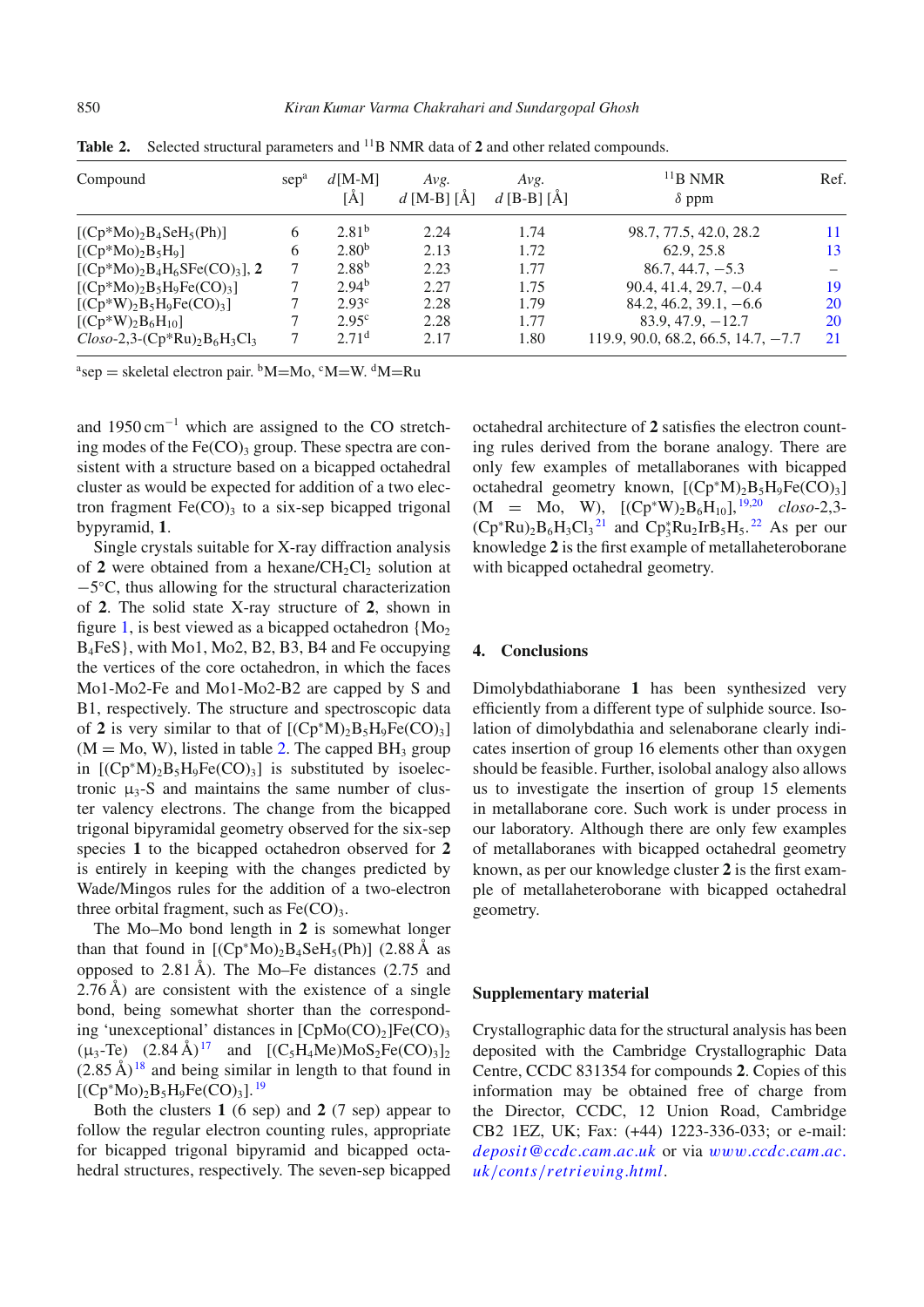**Table 2.** Selected structural parameters and $^{11}$B NMR data of **2** and other related compounds.

| Compound | sep[a] | $d$[M-M] [Å] | *Avg.* $d$ [M-B] [Å] | *Avg.* $d$ [B-B] [Å] | $^{11}$B NMR $\delta$ ppm | Ref. |
|---|---|---|---|---|---|---|
| $[(Cp^*Mo)_2B_4SeH_5(Ph)]$ | 6 | 2.81[b] | 2.24 | 1.74 | 98.7, 77.5, 42.0, 28.2 | 11 |
| $[(Cp^*Mo)_2B_5H_9]$ | 6 | 2.80[b] | 2.13 | 1.72 | 62.9, 25.8 | 13 |
| $[(Cp^*Mo)_2B_4H_6SFe(CO)_3]$, **2** | 7 | 2.88[b] | 2.23 | 1.77 | 86.7, 44.7, −5.3 | – |
| $[(Cp^*Mo)_2B_5H_9Fe(CO)_3]$ | 7 | 2.94[b] | 2.27 | 1.75 | 90.4, 41.4, 29.7, −0.4 | 19 |
| $[(Cp^*W)_2B_5H_9Fe(CO)_3]$ | 7 | 2.93[c] | 2.28 | 1.79 | 84.2, 46.2, 39.1, −6.6 | 20 |
| $[(Cp^*W)_2B_6H_{10}]$ | 7 | 2.95[c] | 2.28 | 1.77 | 83.9, 47.9, −12.7 | 20 |
| *Closo*-2,3-$(Cp^*Ru)_2B_6H_3Cl_3$ | 7 | 2.71[d] | 2.17 | 1.80 | 119.9, 90.0, 68.2, 66.5, 14.7, −7.7 | 21 |

[a]sep = skeletal electron pair. [b]M=Mo, [c]M=W. [d]M=Ru

and 1950 cm$^{-1}$ which are assigned to the CO stretching modes of the $Fe(CO)_3$ group. These spectra are consistent with a structure based on a bicapped octahedral cluster as would be expected for addition of a two electron fragment $Fe(CO)_3$ to a six-sep bicapped trigonal bypyramid, **1**.

Single crystals suitable for X-ray diffraction analysis of **2** were obtained from a hexane/$CH_2Cl_2$ solution at −5°C, thus allowing for the structural characterization of **2**. The solid state X-ray structure of **2**, shown in figure 1, is best viewed as a bicapped octahedron $\{Mo_2B_4FeS\}$, with Mo1, Mo2, B2, B3, B4 and Fe occupying the vertices of the core octahedron, in which the faces Mo1-Mo2-Fe and Mo1-Mo2-B2 are capped by S and B1, respectively. The structure and spectroscopic data of **2** is very similar to that of $[(Cp^*M)_2B_5H_9Fe(CO)_3]$ (M = Mo, W), listed in table 2. The capped $BH_3$ group in $[(Cp^*M)_2B_5H_9Fe(CO)_3]$ is substituted by isoelectronic $\mu_3$-S and maintains the same number of cluster valency electrons. The change from the bicapped trigonal bipyramidal geometry observed for the six-sep species **1** to the bicapped octahedron observed for **2** is entirely in keeping with the changes predicted by Wade/Mingos rules for the addition of a two-electron three orbital fragment, such as $Fe(CO)_3$.

The Mo–Mo bond length in **2** is somewhat longer than that found in $[(Cp^*Mo)_2B_4SeH_5(Ph)]$ (2.88 Å as opposed to 2.81 Å). The Mo–Fe distances (2.75 and 2.76 Å) are consistent with the existence of a single bond, being somewhat shorter than the corresponding 'unexceptional' distances in $[CpMo(CO)_2]Fe(CO)_3(\mu_3\text{-Te})$ (2.84 Å)[17] and $[(C_5H_4Me)MoS_2Fe(CO)_3]_2$ (2.85 Å)[18] and being similar in length to that found in $[(Cp^*Mo)_2B_5H_9Fe(CO)_3]$.[19]

Both the clusters **1** (6 sep) and **2** (7 sep) appear to follow the regular electron counting rules, appropriate for bicapped trigonal bipyramid and bicapped octahedral structures, respectively. The seven-sep bicapped octahedral architecture of **2** satisfies the electron counting rules derived from the borane analogy. There are only few examples of metallaboranes with bicapped octahedral geometry known, $[(Cp^*M)_2B_5H_9Fe(CO)_3]$ (M = Mo, W), $[(Cp^*W)_2B_6H_{10}]$,[19,20] *closo*-2,3-$(Cp^*Ru)_2B_6H_3Cl_3$[21] and $Cp^*_3Ru_2IrB_5H_5$.[22] As per our knowledge **2** is the first example of metallaheteroborane with bicapped octahedral geometry.

## 4. Conclusions

Dimolybdathiaborane **1** has been synthesized very efficiently from a different type of sulphide source. Isolation of dimolybdathia and selenaborane clearly indicates insertion of group 16 elements other than oxygen should be feasible. Further, isolobal analogy also allows us to investigate the insertion of group 15 elements in metallaborane core. Such work is under process in our laboratory. Although there are only few examples of metallaboranes with bicapped octahedral geometry known, as per our knowledge cluster **2** is the first example of metallaheteroborane with bicapped octahedral geometry.

## Supplementary material

Crystallographic data for the structural analysis has been deposited with the Cambridge Crystallographic Data Centre, CCDC 831354 for compounds **2**. Copies of this information may be obtained free of charge from the Director, CCDC, 12 Union Road, Cambridge CB2 1EZ, UK; Fax: (+44) 1223-336-033; or e-mail: *deposit@ccdc.cam.ac.uk* or via *www.ccdc.cam.ac.uk/conts/retrieving.html*.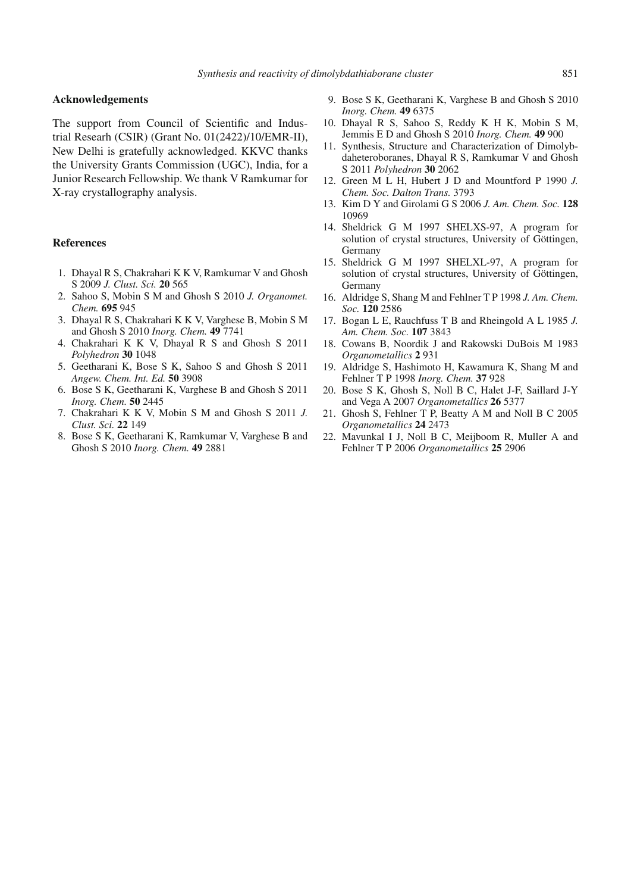## Acknowledgements

The support from Council of Scientific and Industrial Researh (CSIR) (Grant No. 01(2422)/10/EMR-II), New Delhi is gratefully acknowledged. KKVC thanks the University Grants Commission (UGC), India, for a Junior Research Fellowship. We thank V Ramkumar for X-ray crystallography analysis.

## References

1. Dhayal R S, Chakrahari K K V, Ramkumar V and Ghosh S 2009 *J. Clust. Sci.* **20** 565
2. Sahoo S, Mobin S M and Ghosh S 2010 *J. Organomet. Chem.* **695** 945
3. Dhayal R S, Chakrahari K K V, Varghese B, Mobin S M and Ghosh S 2010 *Inorg. Chem.* **49** 7741
4. Chakrahari K K V, Dhayal R S and Ghosh S 2011 *Polyhedron* **30** 1048
5. Geetharani K, Bose S K, Sahoo S and Ghosh S 2011 *Angew. Chem. Int. Ed.* **50** 3908
6. Bose S K, Geetharani K, Varghese B and Ghosh S 2011 *Inorg. Chem.* **50** 2445
7. Chakrahari K K V, Mobin S M and Ghosh S 2011 *J. Clust. Sci.* **22** 149
8. Bose S K, Geetharani K, Ramkumar V, Varghese B and Ghosh S 2010 *Inorg. Chem.* **49** 2881
9. Bose S K, Geetharani K, Varghese B and Ghosh S 2010 *Inorg. Chem.* **49** 6375
10. Dhayal R S, Sahoo S, Reddy K H K, Mobin S M, Jemmis E D and Ghosh S 2010 *Inorg. Chem.* **49** 900
11. Synthesis, Structure and Characterization of Dimolybdaheteroboranes, Dhayal R S, Ramkumar V and Ghosh S 2011 *Polyhedron* **30** 2062
12. Green M L H, Hubert J D and Mountford P 1990 *J. Chem. Soc. Dalton Trans.* 3793
13. Kim D Y and Girolami G S 2006 *J. Am. Chem. Soc.* **128** 10969
14. Sheldrick G M 1997 SHELXS-97, A program for solution of crystal structures, University of Göttingen, Germany
15. Sheldrick G M 1997 SHELXL-97, A program for solution of crystal structures, University of Göttingen, Germany
16. Aldridge S, Shang M and Fehlner T P 1998 *J. Am. Chem. Soc.* **120** 2586
17. Bogan L E, Rauchfuss T B and Rheingold A L 1985 *J. Am. Chem. Soc.* **107** 3843
18. Cowans B, Noordik J and Rakowski DuBois M 1983 *Organometallics* **2** 931
19. Aldridge S, Hashimoto H, Kawamura K, Shang M and Fehlner T P 1998 *Inorg. Chem.* **37** 928
20. Bose S K, Ghosh S, Noll B C, Halet J-F, Saillard J-Y and Vega A 2007 *Organometallics* **26** 5377
21. Ghosh S, Fehlner T P, Beatty A M and Noll B C 2005 *Organometallics* **24** 2473
22. Mavunkal I J, Noll B C, Meijboom R, Muller A and Fehlner T P 2006 *Organometallics* **25** 2906